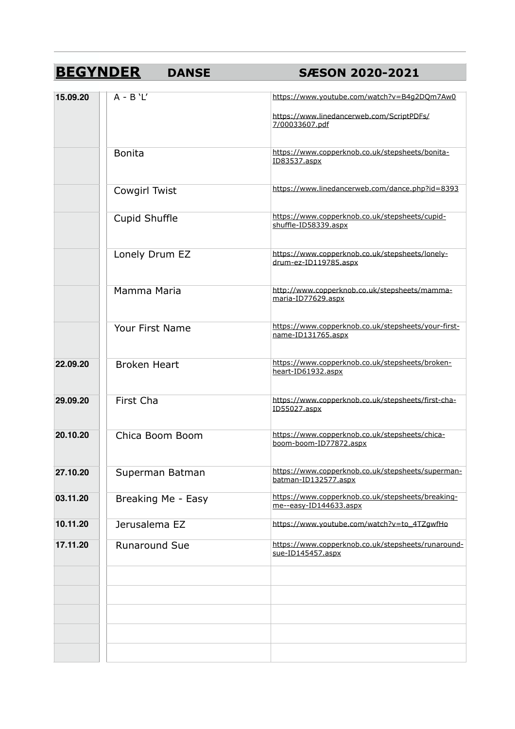# **BEGYNDER** DANSE SÆSON 2020-2021

| | | |
|---|---|---|
| **15.09.20** | A - B 'L' | https://www.youtube.com/watch?v=B4g2DQm7Aw0<br><br>https://www.linedancerweb.com/ScriptPDFs/7/00033607.pdf |
| | Bonita | https://www.copperknob.co.uk/stepsheets/bonita-ID83537.aspx |
| | Cowgirl Twist | https://www.linedancerweb.com/dance.php?id=8393 |
| | Cupid Shuffle | https://www.copperknob.co.uk/stepsheets/cupid-shuffle-ID58339.aspx |
| | Lonely Drum EZ | https://www.copperknob.co.uk/stepsheets/lonely-drum-ez-ID119785.aspx |
| | Mamma Maria | http://www.copperknob.co.uk/stepsheets/mamma-maria-ID77629.aspx |
| | Your First Name | https://www.copperknob.co.uk/stepsheets/your-first-name-ID131765.aspx |
| **22.09.20** | Broken Heart | https://www.copperknob.co.uk/stepsheets/broken-heart-ID61932.aspx |
| **29.09.20** | First Cha | https://www.copperknob.co.uk/stepsheets/first-cha-ID55027.aspx |
| **20.10.20** | Chica Boom Boom | https://www.copperknob.co.uk/stepsheets/chica-boom-boom-ID77872.aspx |
| **27.10.20** | Superman Batman | https://www.copperknob.co.uk/stepsheets/superman-batman-ID132577.aspx |
| **03.11.20** | Breaking Me - Easy | https://www.copperknob.co.uk/stepsheets/breaking-me--easy-ID144633.aspx |
| **10.11.20** | Jerusalema EZ | https://www.youtube.com/watch?v=to_4TZgwfHo |
| **17.11.20** | Runaround Sue | https://www.copperknob.co.uk/stepsheets/runaround-sue-ID145457.aspx |
| | | |
| | | |
| | | |
| | | |
| | | |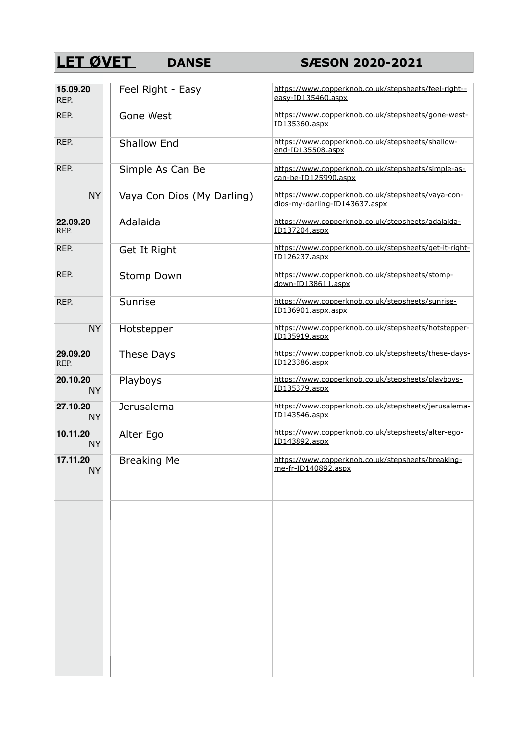## LET ØVET DANSE SÆSON 2020-2021

| Dato | Dans | Link |
|---|---|---|
| **15.09.20** REP. | Feel Right - Easy | https://www.copperknob.co.uk/stepsheets/feel-right--easy-ID135460.aspx |
| REP. | Gone West | https://www.copperknob.co.uk/stepsheets/gone-west-ID135360.aspx |
| REP. | Shallow End | https://www.copperknob.co.uk/stepsheets/shallow-end-ID135508.aspx |
| REP. | Simple As Can Be | https://www.copperknob.co.uk/stepsheets/simple-as-can-be-ID125990.aspx |
| NY | Vaya Con Dios (My Darling) | https://www.copperknob.co.uk/stepsheets/vaya-con-dios-my-darling-ID143637.aspx |
| **22.09.20** REP. | Adalaida | https://www.copperknob.co.uk/stepsheets/adalaida-ID137204.aspx |
| REP. | Get It Right | https://www.copperknob.co.uk/stepsheets/get-it-right-ID126237.aspx |
| REP. | Stomp Down | https://www.copperknob.co.uk/stepsheets/stomp-down-ID138611.aspx |
| REP. | Sunrise | https://www.copperknob.co.uk/stepsheets/sunrise-ID136901.aspx.aspx |
| NY | Hotstepper | https://www.copperknob.co.uk/stepsheets/hotstepper-ID135919.aspx |
| **29.09.20** REP. | These Days | https://www.copperknob.co.uk/stepsheets/these-days-ID123386.aspx |
| **20.10.20** NY | Playboys | https://www.copperknob.co.uk/stepsheets/playboys-ID135379.aspx |
| **27.10.20** NY | Jerusalema | https://www.copperknob.co.uk/stepsheets/jerusalema-ID143546.aspx |
| **10.11.20** NY | Alter Ego | https://www.copperknob.co.uk/stepsheets/alter-ego-ID143892.aspx |
| **17.11.20** NY | Breaking Me | https://www.copperknob.co.uk/stepsheets/breaking-me-fr-ID140892.aspx |
| | | |
| | | |
| | | |
| | | |
| | | |
| | | |
| | | |
| | | |
| | | |
| | | |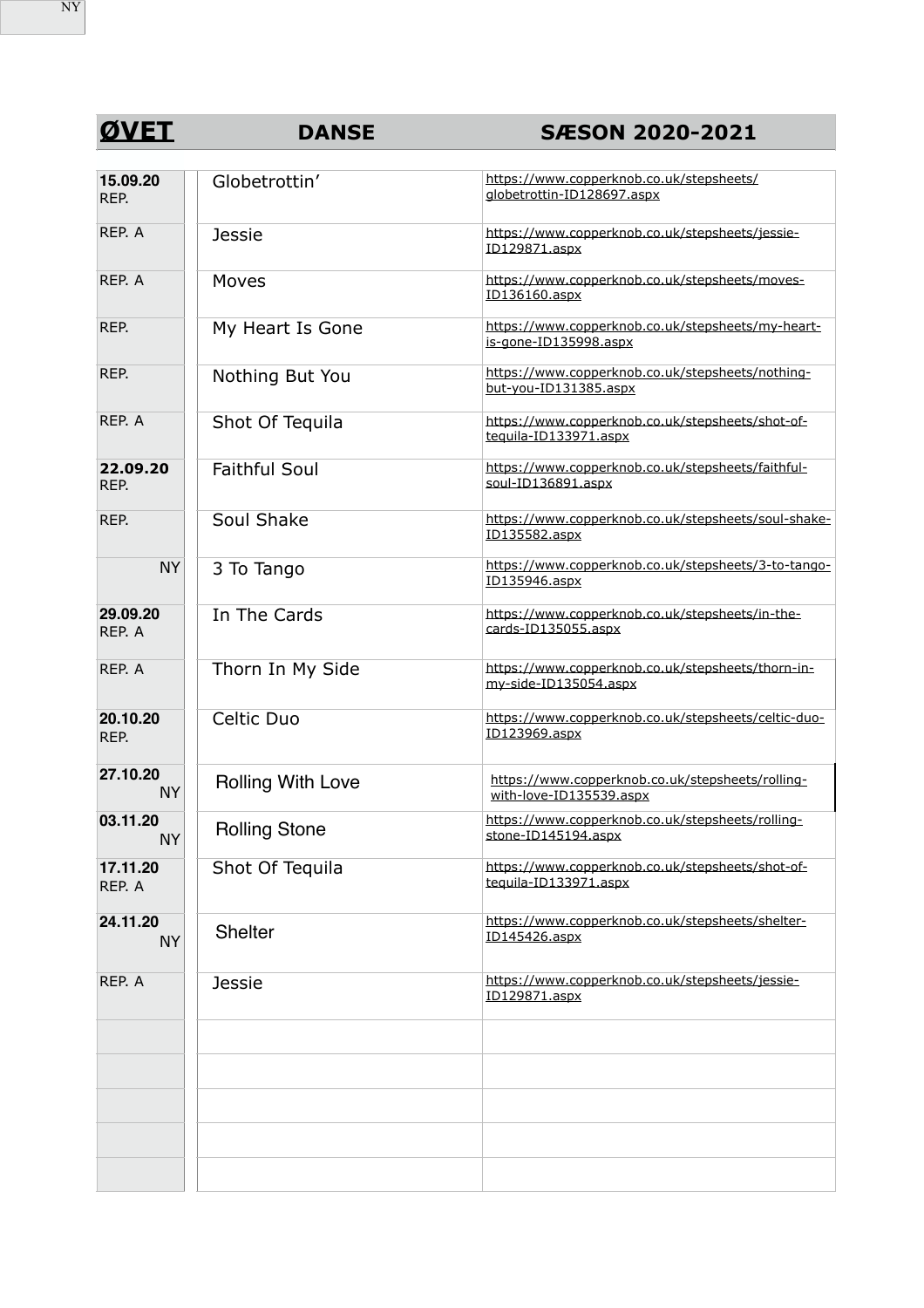NY

| **ØVET** | **DANSE** | **SÆSON 2020-2021** |
|---|---|---|
| **15.09.20** REP. | Globetrottin’ | https://www.copperknob.co.uk/stepsheets/globetrottin-ID128697.aspx |
| REP. A | Jessie | https://www.copperknob.co.uk/stepsheets/jessie-ID129871.aspx |
| REP. A | Moves | https://www.copperknob.co.uk/stepsheets/moves-ID136160.aspx |
| REP. | My Heart Is Gone | https://www.copperknob.co.uk/stepsheets/my-heart-is-gone-ID135998.aspx |
| REP. | Nothing But You | https://www.copperknob.co.uk/stepsheets/nothing-but-you-ID131385.aspx |
| REP. A | Shot Of Tequila | https://www.copperknob.co.uk/stepsheets/shot-of-tequila-ID133971.aspx |
| **22.09.20** REP. | Faithful Soul | https://www.copperknob.co.uk/stepsheets/faithful-soul-ID136891.aspx |
| REP. | Soul Shake | https://www.copperknob.co.uk/stepsheets/soul-shake-ID135582.aspx |
| NY | 3 To Tango | https://www.copperknob.co.uk/stepsheets/3-to-tango-ID135946.aspx |
| **29.09.20** REP. A | In The Cards | https://www.copperknob.co.uk/stepsheets/in-the-cards-ID135055.aspx |
| REP. A | Thorn In My Side | https://www.copperknob.co.uk/stepsheets/thorn-in-my-side-ID135054.aspx |
| **20.10.20** REP. | Celtic Duo | https://www.copperknob.co.uk/stepsheets/celtic-duo-ID123969.aspx |
| **27.10.20** NY | Rolling With Love | https://www.copperknob.co.uk/stepsheets/rolling-with-love-ID135539.aspx |
| **03.11.20** NY | Rolling Stone | https://www.copperknob.co.uk/stepsheets/rolling-stone-ID145194.aspx |
| **17.11.20** REP. A | Shot Of Tequila | https://www.copperknob.co.uk/stepsheets/shot-of-tequila-ID133971.aspx |
| **24.11.20** NY | Shelter | https://www.copperknob.co.uk/stepsheets/shelter-ID145426.aspx |
| REP. A | Jessie | https://www.copperknob.co.uk/stepsheets/jessie-ID129871.aspx |
| | | |
| | | |
| | | |
| | | |
| | | |